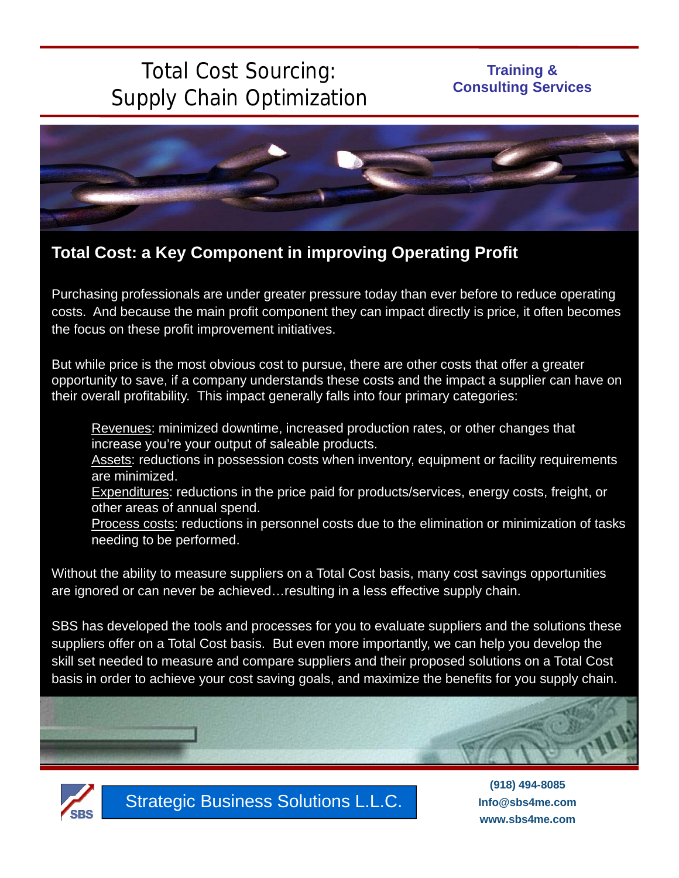# Total Cost Sourcing: Supply Chain Optimization

**Training & Consulting Services**

## Total Cost: a Key Component in improving Operating Profit

Purchasing professionals are under greater pressure today than ever before to reduce operating costs. And because the main profit component they can impact directly is price, it often becomes the focus on these profit improvement initiatives.

But while price is the most obvious cost to pursue, there are other costs that offer a greater opportunity to save, if a company understands these costs and the impact a supplier can have on their overall profitability. This impact generally falls into four primary categories:

- Revenues: minimized downtime, increased production rates, or other changes that increase you're your output of saleable products.
- Assets: reductions in possession costs when inventory, equipment or facility requirements are minimized.
- Expenditures: reductions in the price paid for products/services, energy costs, freight, or other areas of annual spend.
- Process costs: reductions in personnel costs due to the elimination or minimization of tasks needing to be performed.

Without the ability to measure suppliers on a Total Cost basis, many cost savings opportunities are ignored or can never be achieved…resulting in a less effective supply chain.

SBS has developed the tools and processes for you to evaluate suppliers and the solutions these suppliers offer on a Total Cost basis. But even more importantly, we can help you develop the skill set needed to measure and compare suppliers and their proposed solutions on a Total Cost basis in order to achieve your cost saving goals, and maximize the benefits for you supply chain.

SBS

Strategic Business Solutions L.L.C.

(918) 494-8085
Info@sbs4me.com
www.sbs4me.com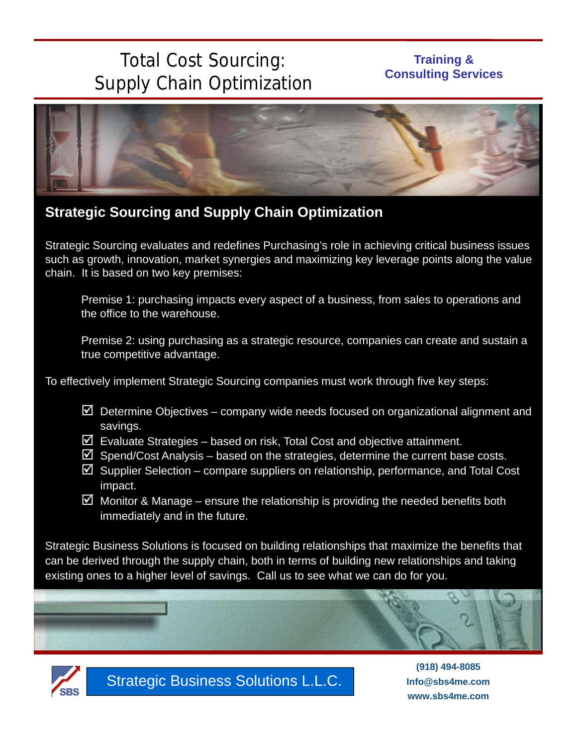# Total Cost Sourcing: Supply Chain Optimization

**Training & Consulting Services**

## Strategic Sourcing and Supply Chain Optimization

Strategic Sourcing evaluates and redefines Purchasing's role in achieving critical business issues such as growth, innovation, market synergies and maximizing key leverage points along the value chain. It is based on two key premises:

> Premise 1: purchasing impacts every aspect of a business, from sales to operations and the office to the warehouse.
>
> Premise 2: using purchasing as a strategic resource, companies can create and sustain a true competitive advantage.

To effectively implement Strategic Sourcing companies must work through five key steps:

- ☑ Determine Objectives – company wide needs focused on organizational alignment and savings.
- ☑ Evaluate Strategies – based on risk, Total Cost and objective attainment.
- ☑ Spend/Cost Analysis – based on the strategies, determine the current base costs.
- ☑ Supplier Selection – compare suppliers on relationship, performance, and Total Cost impact.
- ☑ Monitor & Manage – ensure the relationship is providing the needed benefits both immediately and in the future.

Strategic Business Solutions is focused on building relationships that maximize the benefits that can be derived through the supply chain, both in terms of building new relationships and taking existing ones to a higher level of savings. Call us to see what we can do for you.

SBS

Strategic Business Solutions L.L.C.

(918) 494-8085
Info@sbs4me.com
www.sbs4me.com